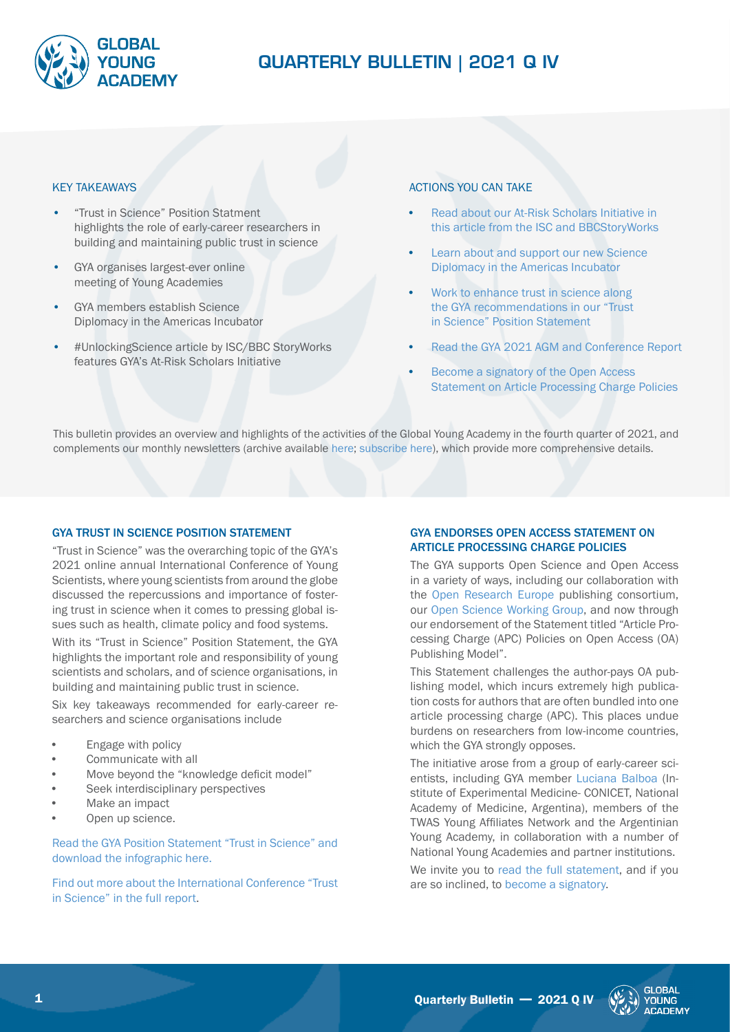# QUARTERLY BULLETIN | 2021 Q IV

## KEY TAKEAWAYS

- "Trust in Science" Position Statment highlights the role of early-career researchers in building and maintaining public trust in science
- GYA organises largest-ever online meeting of Young Academies
- GYA members establish Science Diplomacy in the Americas Incubator
- #UnlockingScience article by ISC/BBC StoryWorks features GYA's At-Risk Scholars Initiative

## ACTIONS YOU CAN TAKE

- Read about our At-Risk Scholars Initiative in this article from the ISC and BBCStoryWorks
- Learn about and support our new Science Diplomacy in the Americas Incubator
- Work to enhance trust in science along the GYA recommendations in our "Trust in Science" Position Statement
- Read the GYA 2021 AGM and Conference Report
- Become a signatory of the Open Access Statement on Article Processing Charge Policies

This bulletin provides an overview and highlights of the activities of the Global Young Academy in the fourth quarter of 2021, and complements our monthly newsletters (archive available here; subscribe here), which provide more comprehensive details.

## GYA TRUST IN SCIENCE POSITION STATEMENT

"Trust in Science" was the overarching topic of the GYA's 2021 online annual International Conference of Young Scientists, where young scientists from around the globe discussed the repercussions and importance of fostering trust in science when it comes to pressing global issues such as health, climate policy and food systems.

With its "Trust in Science" Position Statement, the GYA highlights the important role and responsibility of young scientists and scholars, and of science organisations, in building and maintaining public trust in science.

Six key takeaways recommended for early-career researchers and science organisations include

- Engage with policy
- Communicate with all
- Move beyond the "knowledge deficit model"
- Seek interdisciplinary perspectives
- Make an impact
- Open up science.

Read the GYA Position Statement "Trust in Science" and download the infographic here.

Find out more about the International Conference "Trust in Science" in the full report.

## GYA ENDORSES OPEN ACCESS STATEMENT ON ARTICLE PROCESSING CHARGE POLICIES

The GYA supports Open Science and Open Access in a variety of ways, including our collaboration with the Open Research Europe publishing consortium, our Open Science Working Group, and now through our endorsement of the Statement titled "Article Processing Charge (APC) Policies on Open Access (OA) Publishing Model".

This Statement challenges the author-pays OA publishing model, which incurs extremely high publication costs for authors that are often bundled into one article processing charge (APC). This places undue burdens on researchers from low-income countries, which the GYA strongly opposes.

The initiative arose from a group of early-career scientists, including GYA member Luciana Balboa (Institute of Experimental Medicine- CONICET, National Academy of Medicine, Argentina), members of the TWAS Young Affiliates Network and the Argentinian Young Academy, in collaboration with a number of National Young Academies and partner institutions.

We invite you to read the full statement, and if you are so inclined, to become a signatory.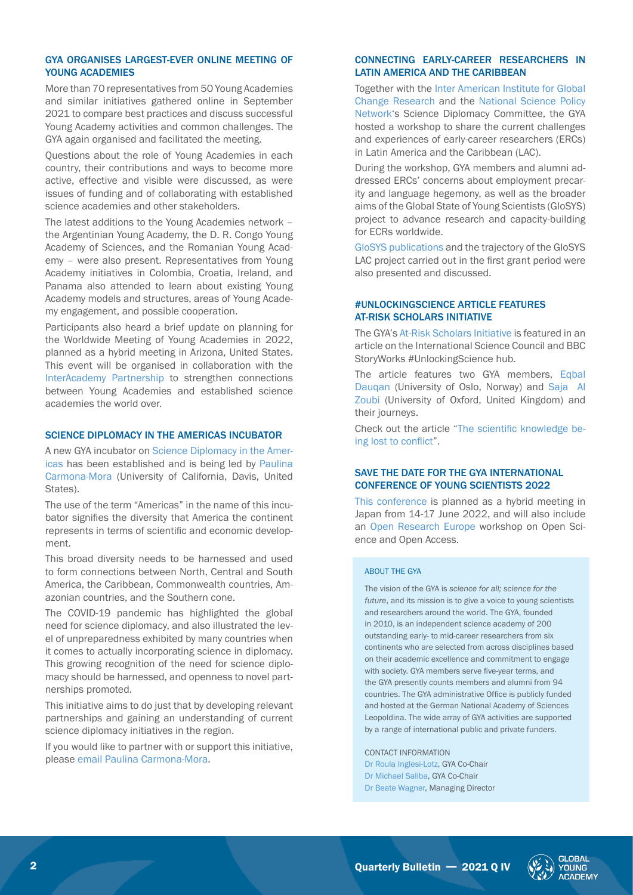## GYA ORGANISES LARGEST-EVER ONLINE MEETING OF YOUNG ACADEMIES

More than 70 representatives from 50 Young Academies and similar initiatives gathered online in September 2021 to compare best practices and discuss successful Young Academy activities and common challenges. The GYA again organised and facilitated the meeting.

Questions about the role of Young Academies in each country, their contributions and ways to become more active, effective and visible were discussed, as were issues of funding and of collaborating with established science academies and other stakeholders.

The latest additions to the Young Academies network – the Argentinian Young Academy, the D. R. Congo Young Academy of Sciences, and the Romanian Young Academy – were also present. Representatives from Young Academy initiatives in Colombia, Croatia, Ireland, and Panama also attended to learn about existing Young Academy models and structures, areas of Young Academy engagement, and possible cooperation.

Participants also heard a brief update on planning for the Worldwide Meeting of Young Academies in 2022, planned as a hybrid meeting in Arizona, United States. This event will be organised in collaboration with the InterAcademy Partnership to strengthen connections between Young Academies and established science academies the world over.

## SCIENCE DIPLOMACY IN THE AMERICAS INCUBATOR

A new GYA incubator on Science Diplomacy in the Americas has been established and is being led by Paulina Carmona-Mora (University of California, Davis, United States).

The use of the term "Americas" in the name of this incubator signifies the diversity that America the continent represents in terms of scientific and economic development.

This broad diversity needs to be harnessed and used to form connections between North, Central and South America, the Caribbean, Commonwealth countries, Amazonian countries, and the Southern cone.

The COVID-19 pandemic has highlighted the global need for science diplomacy, and also illustrated the level of unpreparedness exhibited by many countries when it comes to actually incorporating science in diplomacy. This growing recognition of the need for science diplomacy should be harnessed, and openness to novel partnerships promoted.

This initiative aims to do just that by developing relevant partnerships and gaining an understanding of current science diplomacy initiatives in the region.

If you would like to partner with or support this initiative, please email Paulina Carmona-Mora.

## CONNECTING EARLY-CAREER RESEARCHERS IN LATIN AMERICA AND THE CARIBBEAN

Together with the Inter American Institute for Global Change Research and the National Science Policy Network's Science Diplomacy Committee, the GYA hosted a workshop to share the current challenges and experiences of early-career researchers (ERCs) in Latin America and the Caribbean (LAC).

During the workshop, GYA members and alumni addressed ERCs' concerns about employment precarity and language hegemony, as well as the broader aims of the Global State of Young Scientists (GloSYS) project to advance research and capacity-building for ECRs worldwide.

GloSYS publications and the trajectory of the GloSYS LAC project carried out in the first grant period were also presented and discussed.

## #UNLOCKINGSCIENCE ARTICLE FEATURES AT-RISK SCHOLARS INITIATIVE

The GYA's At-Risk Scholars Initiative is featured in an article on the International Science Council and BBC StoryWorks #UnlockingScience hub.

The article features two GYA members, Eqbal Dauqan (University of Oslo, Norway) and Saja Al Zoubi (University of Oxford, United Kingdom) and their journeys.

Check out the article "The scientific knowledge being lost to conflict".

## SAVE THE DATE FOR THE GYA INTERNATIONAL CONFERENCE OF YOUNG SCIENTISTS 2022

This conference is planned as a hybrid meeting in Japan from 14-17 June 2022, and will also include an Open Research Europe workshop on Open Science and Open Access.

### ABOUT THE GYA

The vision of the GYA is *science for all; science for the future*, and its mission is to give a voice to young scientists and researchers around the world. The GYA, founded in 2010, is an independent science academy of 200 outstanding early- to mid-career researchers from six continents who are selected from across disciplines based on their academic excellence and commitment to engage with society. GYA members serve five-year terms, and the GYA presently counts members and alumni from 94 countries. The GYA administrative Office is publicly funded and hosted at the German National Academy of Sciences Leopoldina. The wide array of GYA activities are supported by a range of international public and private funders.

CONTACT INFORMATION

Dr Roula Inglesi-Lotz, GYA Co-Chair
Dr Michael Saliba, GYA Co-Chair
Dr Beate Wagner, Managing Director